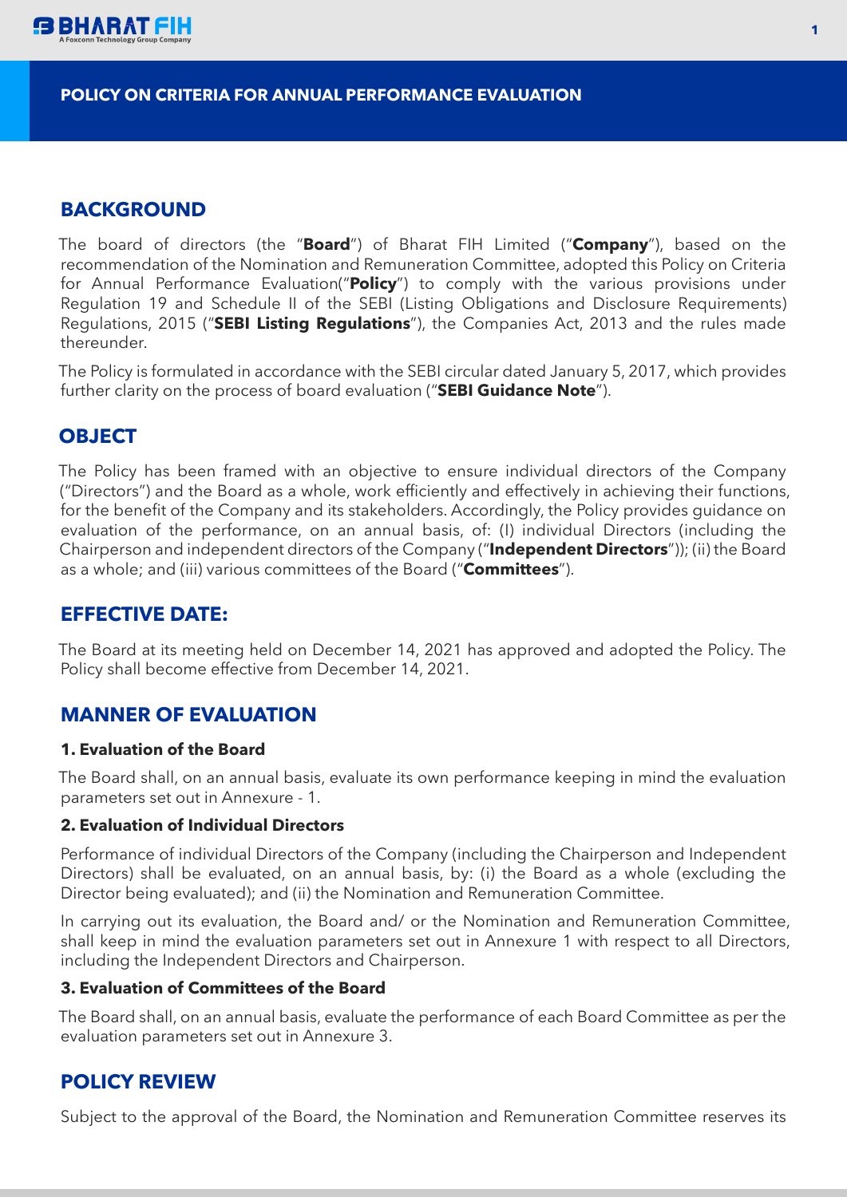# POLICY ON CRITERIA FOR ANNUAL PERFORMANCE EVALUATION

## BACKGROUND

The board of directors (the "**Board**") of Bharat FIH Limited ("**Company**"), based on the recommendation of the Nomination and Remuneration Committee, adopted this Policy on Criteria for Annual Performance Evaluation("**Policy**") to comply with the various provisions under Regulation 19 and Schedule II of the SEBI (Listing Obligations and Disclosure Requirements) Regulations, 2015 ("**SEBI Listing Regulations**"), the Companies Act, 2013 and the rules made thereunder.

The Policy is formulated in accordance with the SEBI circular dated January 5, 2017, which provides further clarity on the process of board evaluation ("**SEBI Guidance Note**").

## OBJECT

The Policy has been framed with an objective to ensure individual directors of the Company ("Directors") and the Board as a whole, work efficiently and effectively in achieving their functions, for the benefit of the Company and its stakeholders. Accordingly, the Policy provides guidance on evaluation of the performance, on an annual basis, of: (I) individual Directors (including the Chairperson and independent directors of the Company ("**Independent Directors**")); (ii) the Board as a whole; and (iii) various committees of the Board ("**Committees**").

## EFFECTIVE DATE:

The Board at its meeting held on December 14, 2021 has approved and adopted the Policy. The Policy shall become effective from December 14, 2021.

## MANNER OF EVALUATION

**1. Evaluation of the Board**

The Board shall, on an annual basis, evaluate its own performance keeping in mind the evaluation parameters set out in Annexure - 1.

**2. Evaluation of Individual Directors**

Performance of individual Directors of the Company (including the Chairperson and Independent Directors) shall be evaluated, on an annual basis, by: (i) the Board as a whole (excluding the Director being evaluated); and (ii) the Nomination and Remuneration Committee.

In carrying out its evaluation, the Board and/ or the Nomination and Remuneration Committee, shall keep in mind the evaluation parameters set out in Annexure 1 with respect to all Directors, including the Independent Directors and Chairperson.

**3. Evaluation of Committees of the Board**

The Board shall, on an annual basis, evaluate the performance of each Board Committee as per the evaluation parameters set out in Annexure 3.

## POLICY REVIEW

Subject to the approval of the Board, the Nomination and Remuneration Committee reserves its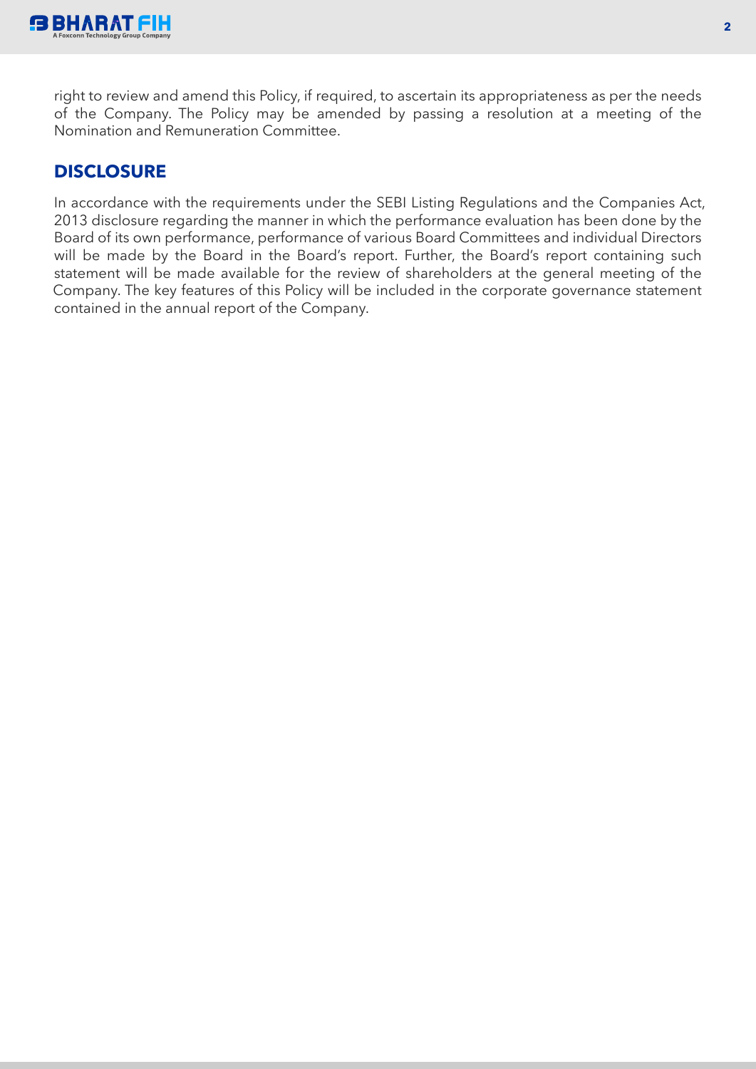right to review and amend this Policy, if required, to ascertain its appropriateness as per the needs of the Company. The Policy may be amended by passing a resolution at a meeting of the Nomination and Remuneration Committee.

## DISCLOSURE

In accordance with the requirements under the SEBI Listing Regulations and the Companies Act, 2013 disclosure regarding the manner in which the performance evaluation has been done by the Board of its own performance, performance of various Board Committees and individual Directors will be made by the Board in the Board's report. Further, the Board's report containing such statement will be made available for the review of shareholders at the general meeting of the Company. The key features of this Policy will be included in the corporate governance statement contained in the annual report of the Company.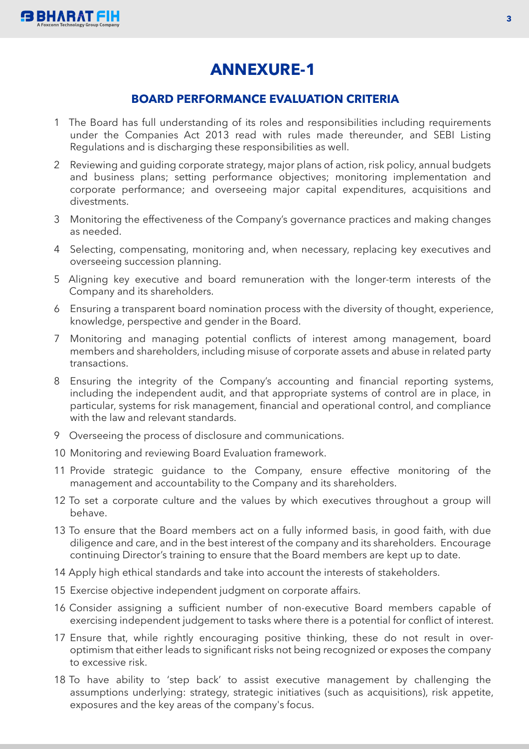# ANNEXURE-1

## BOARD PERFORMANCE EVALUATION CRITERIA

1. The Board has full understanding of its roles and responsibilities including requirements under the Companies Act 2013 read with rules made thereunder, and SEBI Listing Regulations and is discharging these responsibilities as well.
2. Reviewing and guiding corporate strategy, major plans of action, risk policy, annual budgets and business plans; setting performance objectives; monitoring implementation and corporate performance; and overseeing major capital expenditures, acquisitions and divestments.
3. Monitoring the effectiveness of the Company's governance practices and making changes as needed.
4. Selecting, compensating, monitoring and, when necessary, replacing key executives and overseeing succession planning.
5. Aligning key executive and board remuneration with the longer-term interests of the Company and its shareholders.
6. Ensuring a transparent board nomination process with the diversity of thought, experience, knowledge, perspective and gender in the Board.
7. Monitoring and managing potential conflicts of interest among management, board members and shareholders, including misuse of corporate assets and abuse in related party transactions.
8. Ensuring the integrity of the Company's accounting and financial reporting systems, including the independent audit, and that appropriate systems of control are in place, in particular, systems for risk management, financial and operational control, and compliance with the law and relevant standards.
9. Overseeing the process of disclosure and communications.
10. Monitoring and reviewing Board Evaluation framework.
11. Provide strategic guidance to the Company, ensure effective monitoring of the management and accountability to the Company and its shareholders.
12. To set a corporate culture and the values by which executives throughout a group will behave.
13. To ensure that the Board members act on a fully informed basis, in good faith, with due diligence and care, and in the best interest of the company and its shareholders. Encourage continuing Director's training to ensure that the Board members are kept up to date.
14. Apply high ethical standards and take into account the interests of stakeholders.
15. Exercise objective independent judgment on corporate affairs.
16. Consider assigning a sufficient number of non-executive Board members capable of exercising independent judgement to tasks where there is a potential for conflict of interest.
17. Ensure that, while rightly encouraging positive thinking, these do not result in over-optimism that either leads to significant risks not being recognized or exposes the company to excessive risk.
18. To have ability to 'step back' to assist executive management by challenging the assumptions underlying: strategy, strategic initiatives (such as acquisitions), risk appetite, exposures and the key areas of the company's focus.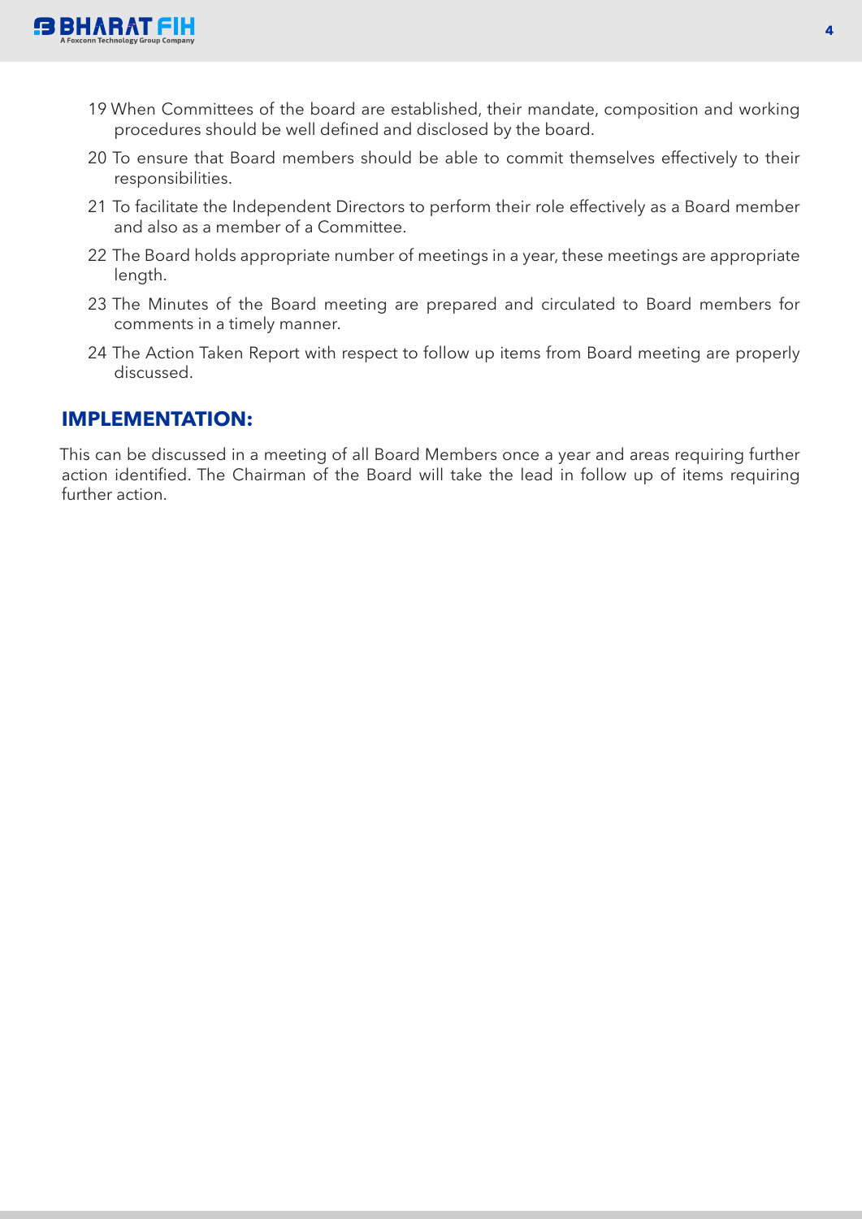19 When Committees of the board are established, their mandate, composition and working procedures should be well defined and disclosed by the board.

20 To ensure that Board members should be able to commit themselves effectively to their responsibilities.

21 To facilitate the Independent Directors to perform their role effectively as a Board member and also as a member of a Committee.

22 The Board holds appropriate number of meetings in a year, these meetings are appropriate length.

23 The Minutes of the Board meeting are prepared and circulated to Board members for comments in a timely manner.

24 The Action Taken Report with respect to follow up items from Board meeting are properly discussed.

## IMPLEMENTATION:

This can be discussed in a meeting of all Board Members once a year and areas requiring further action identified. The Chairman of the Board will take the lead in follow up of items requiring further action.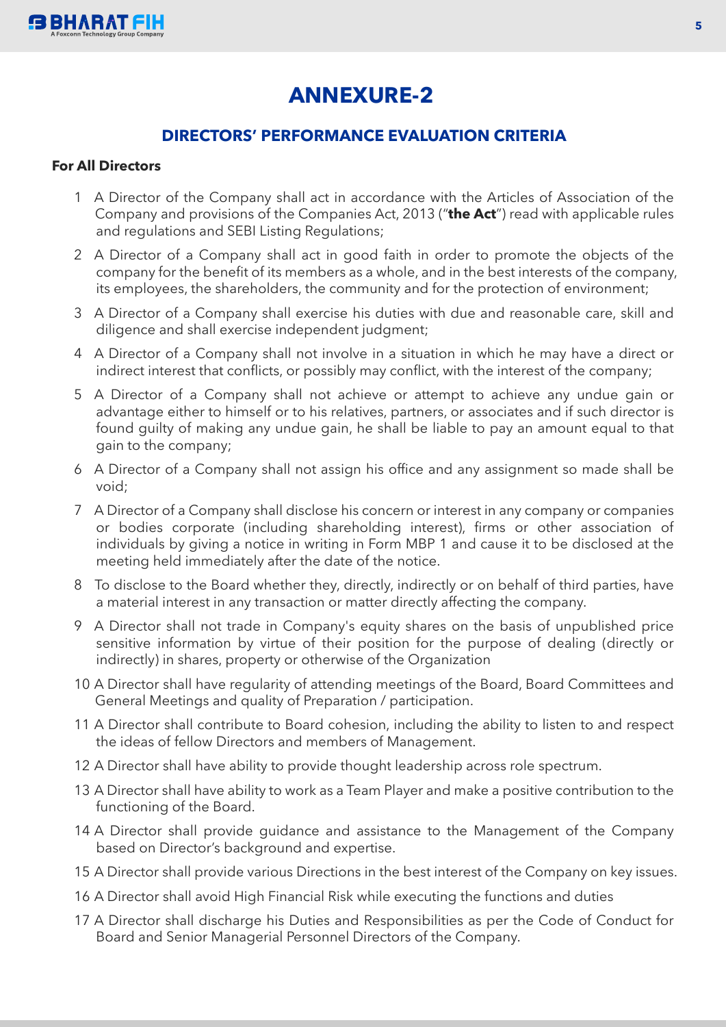# ANNEXURE-2

## DIRECTORS' PERFORMANCE EVALUATION CRITERIA

**For All Directors**

1. A Director of the Company shall act in accordance with the Articles of Association of the Company and provisions of the Companies Act, 2013 ("**the Act**") read with applicable rules and regulations and SEBI Listing Regulations;
2. A Director of a Company shall act in good faith in order to promote the objects of the company for the benefit of its members as a whole, and in the best interests of the company, its employees, the shareholders, the community and for the protection of environment;
3. A Director of a Company shall exercise his duties with due and reasonable care, skill and diligence and shall exercise independent judgment;
4. A Director of a Company shall not involve in a situation in which he may have a direct or indirect interest that conflicts, or possibly may conflict, with the interest of the company;
5. A Director of a Company shall not achieve or attempt to achieve any undue gain or advantage either to himself or to his relatives, partners, or associates and if such director is found guilty of making any undue gain, he shall be liable to pay an amount equal to that gain to the company;
6. A Director of a Company shall not assign his office and any assignment so made shall be void;
7. A Director of a Company shall disclose his concern or interest in any company or companies or bodies corporate (including shareholding interest), firms or other association of individuals by giving a notice in writing in Form MBP 1 and cause it to be disclosed at the meeting held immediately after the date of the notice.
8. To disclose to the Board whether they, directly, indirectly or on behalf of third parties, have a material interest in any transaction or matter directly affecting the company.
9. A Director shall not trade in Company's equity shares on the basis of unpublished price sensitive information by virtue of their position for the purpose of dealing (directly or indirectly) in shares, property or otherwise of the Organization
10. A Director shall have regularity of attending meetings of the Board, Board Committees and General Meetings and quality of Preparation / participation.
11. A Director shall contribute to Board cohesion, including the ability to listen to and respect the ideas of fellow Directors and members of Management.
12. A Director shall have ability to provide thought leadership across role spectrum.
13. A Director shall have ability to work as a Team Player and make a positive contribution to the functioning of the Board.
14. A Director shall provide guidance and assistance to the Management of the Company based on Director's background and expertise.
15. A Director shall provide various Directions in the best interest of the Company on key issues.
16. A Director shall avoid High Financial Risk while executing the functions and duties
17. A Director shall discharge his Duties and Responsibilities as per the Code of Conduct for Board and Senior Managerial Personnel Directors of the Company.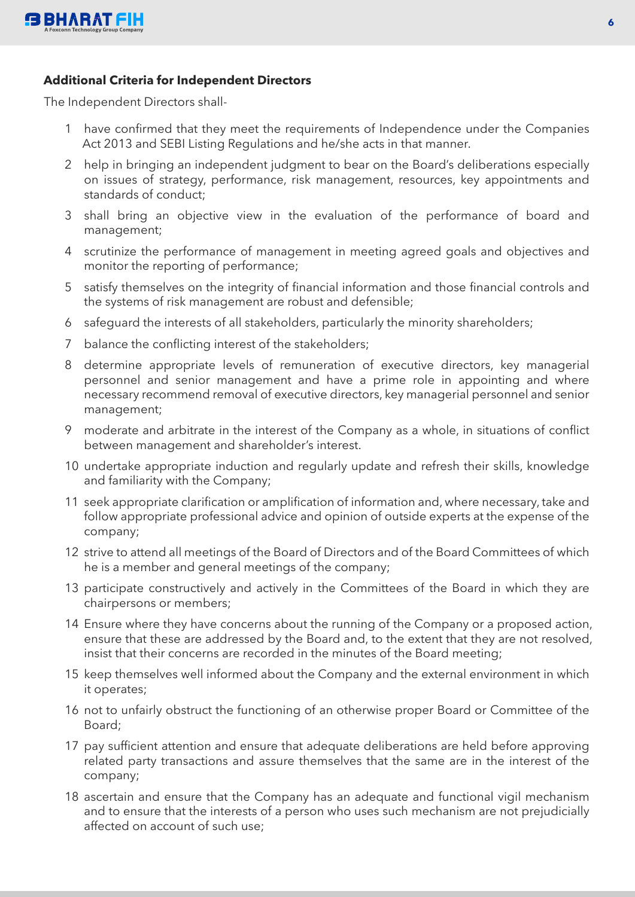**Additional Criteria for Independent Directors**

The Independent Directors shall-

1. have confirmed that they meet the requirements of Independence under the Companies Act 2013 and SEBI Listing Regulations and he/she acts in that manner.
2. help in bringing an independent judgment to bear on the Board's deliberations especially on issues of strategy, performance, risk management, resources, key appointments and standards of conduct;
3. shall bring an objective view in the evaluation of the performance of board and management;
4. scrutinize the performance of management in meeting agreed goals and objectives and monitor the reporting of performance;
5. satisfy themselves on the integrity of financial information and those financial controls and the systems of risk management are robust and defensible;
6. safeguard the interests of all stakeholders, particularly the minority shareholders;
7. balance the conflicting interest of the stakeholders;
8. determine appropriate levels of remuneration of executive directors, key managerial personnel and senior management and have a prime role in appointing and where necessary recommend removal of executive directors, key managerial personnel and senior management;
9. moderate and arbitrate in the interest of the Company as a whole, in situations of conflict between management and shareholder's interest.
10. undertake appropriate induction and regularly update and refresh their skills, knowledge and familiarity with the Company;
11. seek appropriate clarification or amplification of information and, where necessary, take and follow appropriate professional advice and opinion of outside experts at the expense of the company;
12. strive to attend all meetings of the Board of Directors and of the Board Committees of which he is a member and general meetings of the company;
13. participate constructively and actively in the Committees of the Board in which they are chairpersons or members;
14. Ensure where they have concerns about the running of the Company or a proposed action, ensure that these are addressed by the Board and, to the extent that they are not resolved, insist that their concerns are recorded in the minutes of the Board meeting;
15. keep themselves well informed about the Company and the external environment in which it operates;
16. not to unfairly obstruct the functioning of an otherwise proper Board or Committee of the Board;
17. pay sufficient attention and ensure that adequate deliberations are held before approving related party transactions and assure themselves that the same are in the interest of the company;
18. ascertain and ensure that the Company has an adequate and functional vigil mechanism and to ensure that the interests of a person who uses such mechanism are not prejudicially affected on account of such use;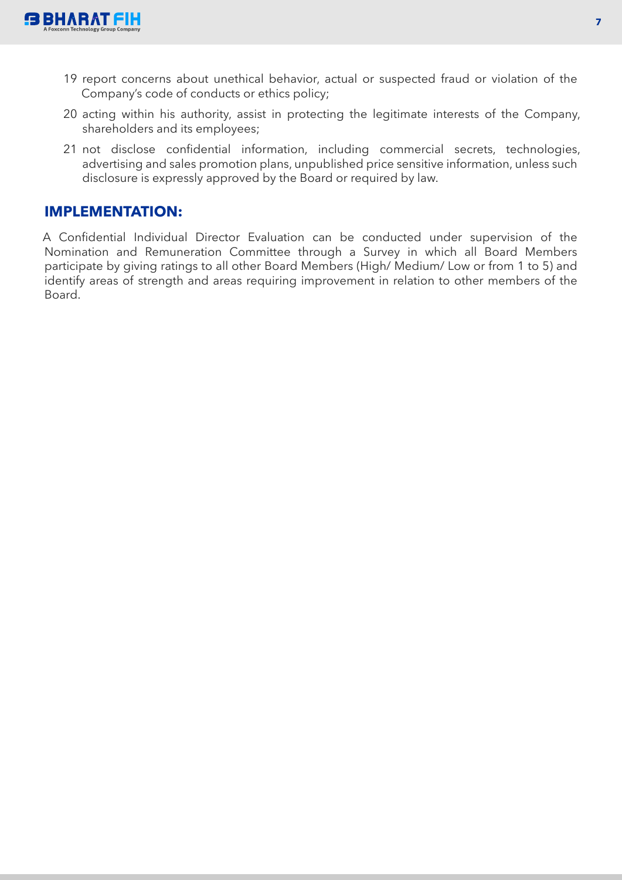19 report concerns about unethical behavior, actual or suspected fraud or violation of the Company's code of conducts or ethics policy;

20 acting within his authority, assist in protecting the legitimate interests of the Company, shareholders and its employees;

21 not disclose confidential information, including commercial secrets, technologies, advertising and sales promotion plans, unpublished price sensitive information, unless such disclosure is expressly approved by the Board or required by law.

## IMPLEMENTATION:

A Confidential Individual Director Evaluation can be conducted under supervision of the Nomination and Remuneration Committee through a Survey in which all Board Members participate by giving ratings to all other Board Members (High/ Medium/ Low or from 1 to 5) and identify areas of strength and areas requiring improvement in relation to other members of the Board.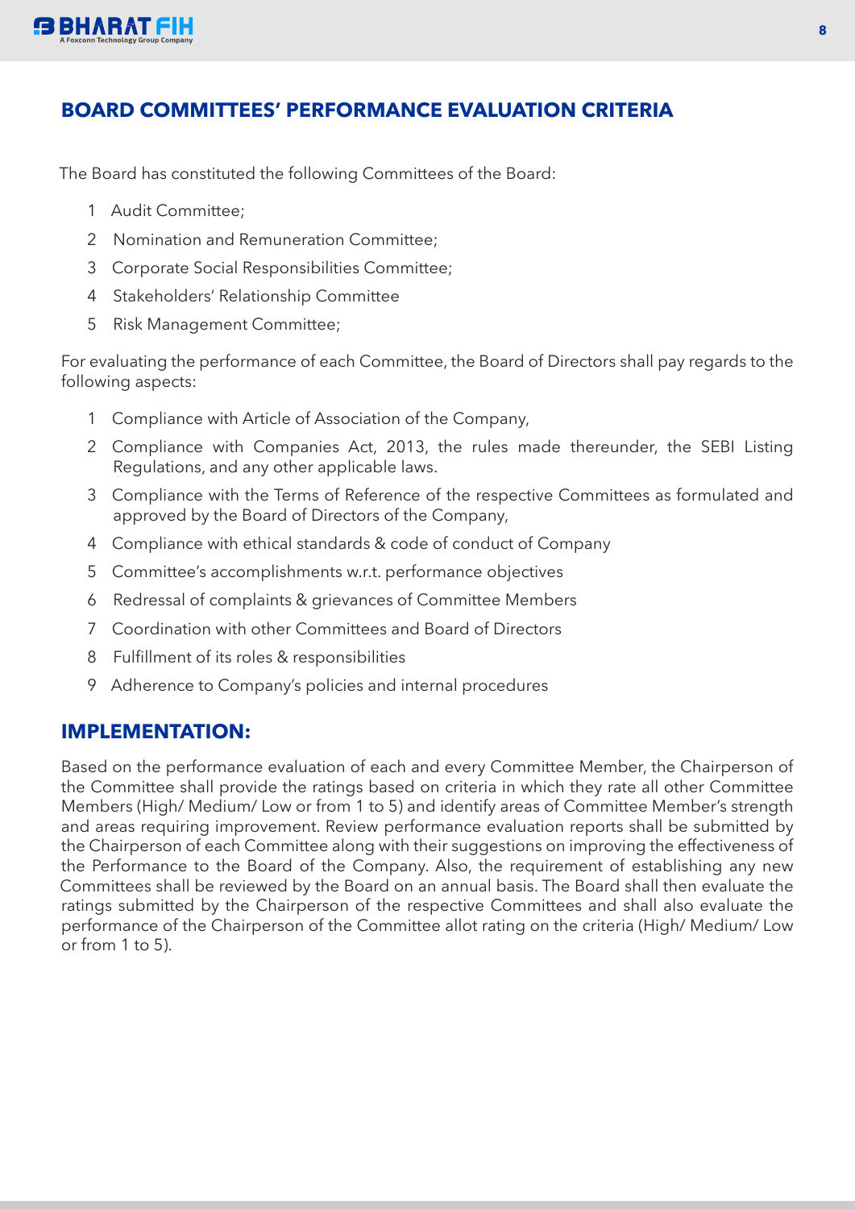## BOARD COMMITTEES' PERFORMANCE EVALUATION CRITERIA

The Board has constituted the following Committees of the Board:

1. Audit Committee;
2. Nomination and Remuneration Committee;
3. Corporate Social Responsibilities Committee;
4. Stakeholders' Relationship Committee
5. Risk Management Committee;

For evaluating the performance of each Committee, the Board of Directors shall pay regards to the following aspects:

1. Compliance with Article of Association of the Company,
2. Compliance with Companies Act, 2013, the rules made thereunder, the SEBI Listing Regulations, and any other applicable laws.
3. Compliance with the Terms of Reference of the respective Committees as formulated and approved by the Board of Directors of the Company,
4. Compliance with ethical standards & code of conduct of Company
5. Committee's accomplishments w.r.t. performance objectives
6. Redressal of complaints & grievances of Committee Members
7. Coordination with other Committees and Board of Directors
8. Fulfillment of its roles & responsibilities
9. Adherence to Company's policies and internal procedures

## IMPLEMENTATION:

Based on the performance evaluation of each and every Committee Member, the Chairperson of the Committee shall provide the ratings based on criteria in which they rate all other Committee Members (High/ Medium/ Low or from 1 to 5) and identify areas of Committee Member's strength and areas requiring improvement. Review performance evaluation reports shall be submitted by the Chairperson of each Committee along with their suggestions on improving the effectiveness of the Performance to the Board of the Company. Also, the requirement of establishing any new Committees shall be reviewed by the Board on an annual basis. The Board shall then evaluate the ratings submitted by the Chairperson of the respective Committees and shall also evaluate the performance of the Chairperson of the Committee allot rating on the criteria (High/ Medium/ Low or from 1 to 5).